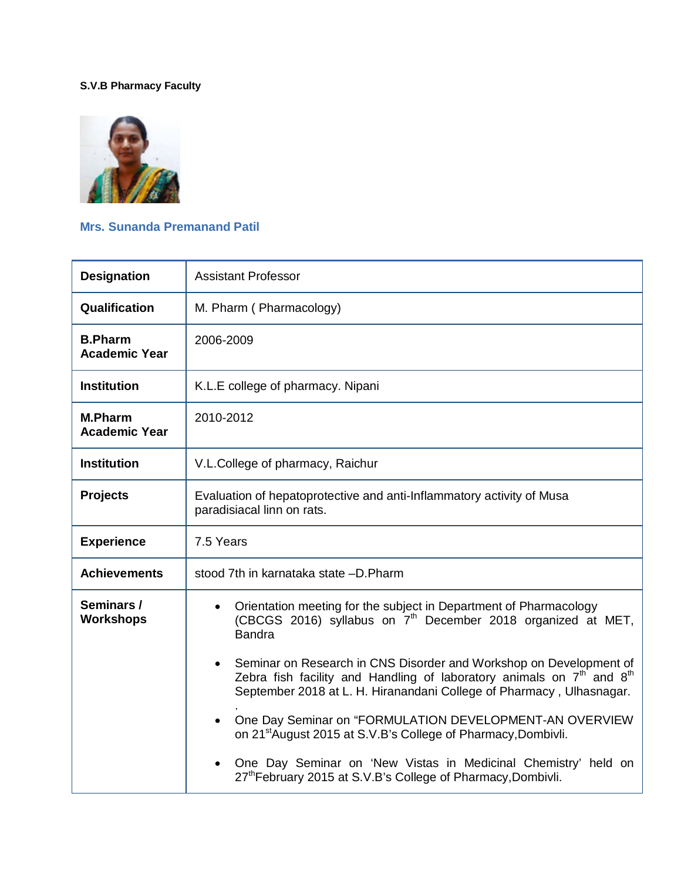**S.V.B Pharmacy Faculty**

### Mrs. Sunanda Premanand Patil

| | |
|---|---|
| **Designation** | Assistant Professor |
| **Qualification** | M. Pharm ( Pharmacology) |
| **B.Pharm Academic Year** | 2006-2009 |
| **Institution** | K.L.E college of pharmacy. Nipani |
| **M.Pharm Academic Year** | 2010-2012 |
| **Institution** | V.L.College of pharmacy, Raichur |
| **Projects** | Evaluation of hepatoprotective and anti-Inflammatory activity of Musa paradisiacal linn on rats. |
| **Experience** | 7.5 Years |
| **Achievements** | stood 7th in karnataka state –D.Pharm |
| **Seminars / Workshops** | • Orientation meeting for the subject in Department of Pharmacology (CBCGS 2016) syllabus on 7th December 2018 organized at MET, Bandra<br>• Seminar on Research in CNS Disorder and Workshop on Development of Zebra fish facility and Handling of laboratory animals on 7th and 8th September 2018 at L. H. Hiranandani College of Pharmacy , Ulhasnagar.<br>• One Day Seminar on “FORMULATION DEVELOPMENT-AN OVERVIEW on 21stAugust 2015 at S.V.B’s College of Pharmacy,Dombivli.<br>• One Day Seminar on ‘New Vistas in Medicinal Chemistry’ held on 27thFebruary 2015 at S.V.B’s College of Pharmacy,Dombivli. |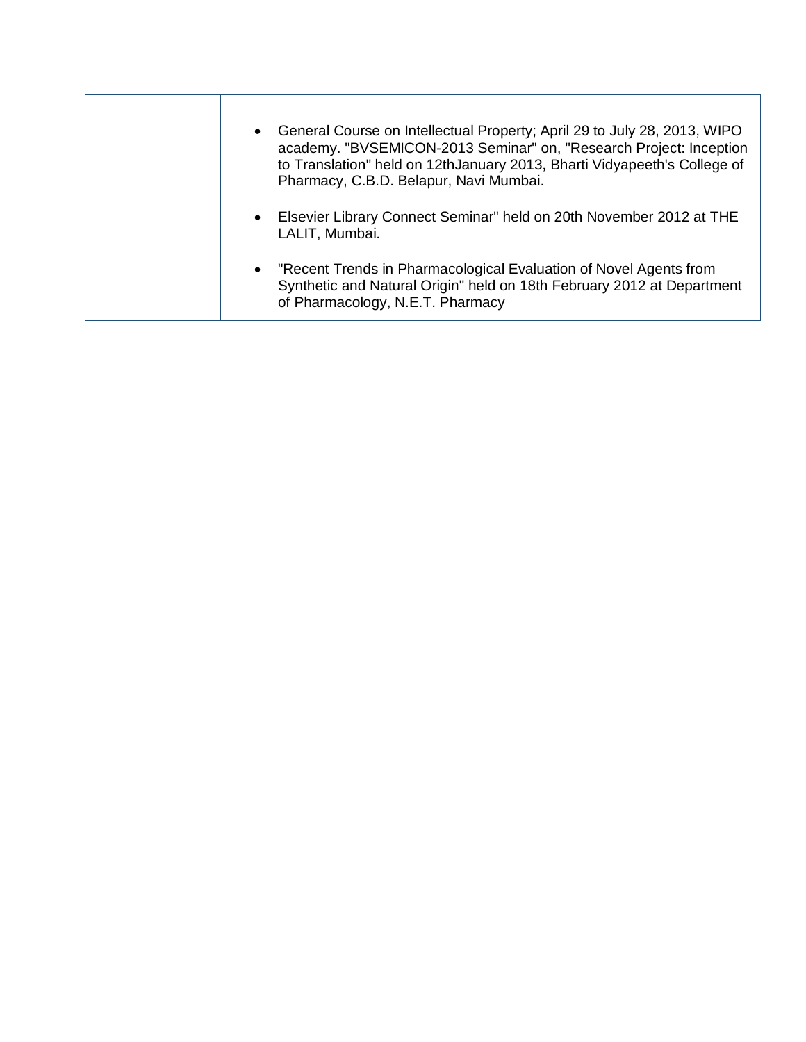| | |
|---|---|
| | • General Course on Intellectual Property; April 29 to July 28, 2013, WIPO academy. "BVSEMICON-2013 Seminar" on, "Research Project: Inception to Translation" held on 12thJanuary 2013, Bharti Vidyapeeth's College of Pharmacy, C.B.D. Belapur, Navi Mumbai.<br><br>• Elsevier Library Connect Seminar" held on 20th November 2012 at THE LALIT, Mumbai.<br><br>• "Recent Trends in Pharmacological Evaluation of Novel Agents from Synthetic and Natural Origin" held on 18th February 2012 at Department of Pharmacology, N.E.T. Pharmacy |